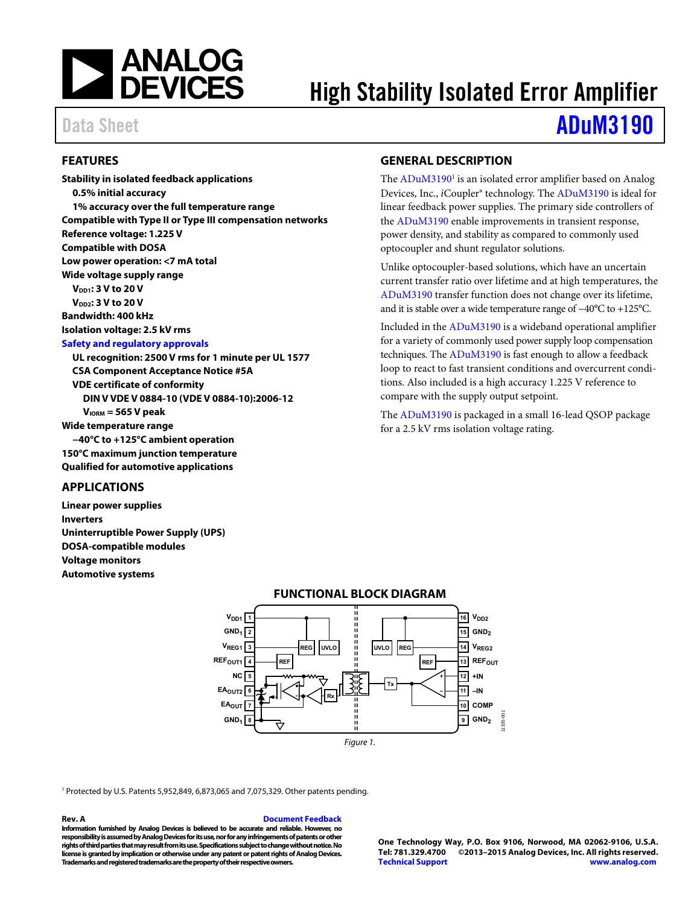# High Stability Isolated Error Amplifier

Data Sheet **ADuM3190**

## FEATURES

**Stability in isolated feedback applications**
- **0.5% initial accuracy**
- **1% accuracy over the full temperature range**

**Compatible with Type II or Type III compensation networks**
**Reference voltage: 1.225 V**
**Compatible with DOSA**
**Low power operation: <7 mA total**
**Wide voltage supply range**
- **$V_{DD1}$: 3 V to 20 V**
- **$V_{DD2}$: 3 V to 20 V**

**Bandwidth: 400 kHz**
**Isolation voltage: 2.5 kV rms**
**Safety and regulatory approvals**
- **UL recognition: 2500 V rms for 1 minute per UL 1577**
- **CSA Component Acceptance Notice #5A**
- **VDE certificate of conformity**
  - **DIN V VDE V 0884-10 (VDE V 0884-10):2006-12**
  - **$V_{IORM}$ = 565 V peak**

**Wide temperature range**
- **−40°C to +125°C ambient operation**

**150°C maximum junction temperature**
**Qualified for automotive applications**

## APPLICATIONS

**Linear power supplies**
**Inverters**
**Uninterruptible Power Supply (UPS)**
**DOSA-compatible modules**
**Voltage monitors**
**Automotive systems**

## GENERAL DESCRIPTION

The ADuM3190[1] is an isolated error amplifier based on Analog Devices, Inc., *i*Coupler® technology. The ADuM3190 is ideal for linear feedback power supplies. The primary side controllers of the ADuM3190 enable improvements in transient response, power density, and stability as compared to commonly used optocoupler and shunt regulator solutions.

Unlike optocoupler-based solutions, which have an uncertain current transfer ratio over lifetime and at high temperatures, the ADuM3190 transfer function does not change over its lifetime, and it is stable over a wide temperature range of −40°C to +125°C.

Included in the ADuM3190 is a wideband operational amplifier for a variety of commonly used power supply loop compensation techniques. The ADuM3190 is fast enough to allow a feedback loop to react to fast transient conditions and overcurrent conditions. Also included is a high accuracy 1.225 V reference to compare with the supply output setpoint.

The ADuM3190 is packaged in a small 16-lead QSOP package for a 2.5 kV rms isolation voltage rating.

## FUNCTIONAL BLOCK DIAGRAM

| Pin | Name | | Pin | Name |
|---|---|---|---|---|
| 1 | $V_{DD1}$ | | 16 | $V_{DD2}$ |
| 2 | $GND_1$ | | 15 | $GND_2$ |
| 3 | $V_{REG1}$ | | 14 | $V_{REG2}$ |
| 4 | $REF_{OUT1}$ | | 13 | $REF_{OUT}$ |
| 5 | NC | | 12 | +IN |
| 6 | $EA_{OUT2}$ | | 11 | –IN |
| 7 | $EA_{OUT}$ | | 10 | COMP |
| 8 | $GND_1$ | | 9 | $GND_2$ |

Figure 1.

[1] Protected by U.S. Patents 5,952,849, 6,873,065 and 7,075,329. Other patents pending.

**Rev. A** Document Feedback

**Information furnished by Analog Devices is believed to be accurate and reliable. However, no responsibility is assumed by Analog Devices for its use, nor for any infringements of patents or other rights of third parties that may result from its use. Specifications subject to change without notice. No license is granted by implication or otherwise under any patent or patent rights of Analog Devices. Trademarks and registered trademarks are the property of their respective owners.**

**One Technology Way, P.O. Box 9106, Norwood, MA 02062-9106, U.S.A.**
**Tel: 781.329.4700 ©2013–2015 Analog Devices, Inc. All rights reserved.**
**Technical Support www.analog.com**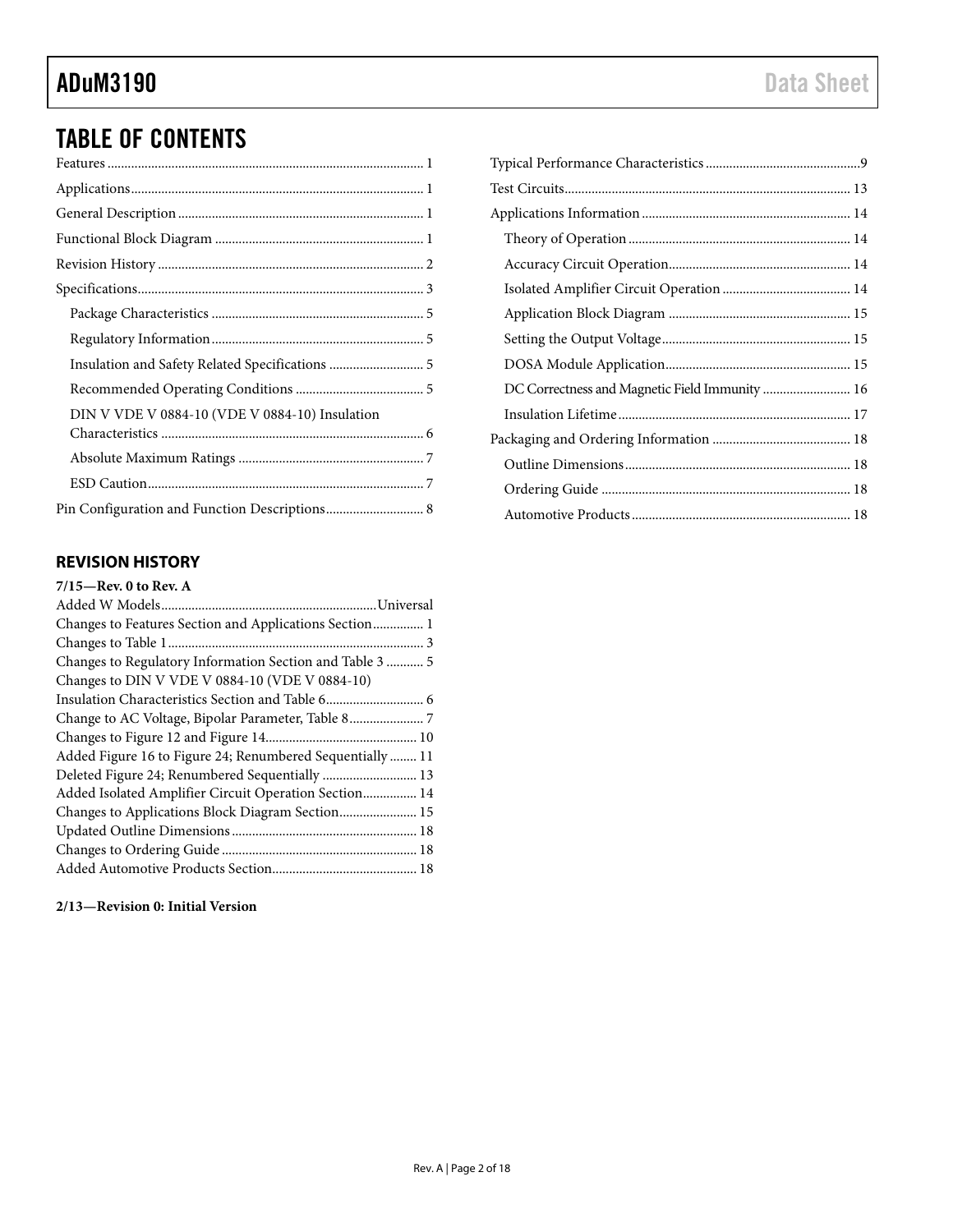## TABLE OF CONTENTS

Features ..... 1
Applications ..... 1
General Description ..... 1
Functional Block Diagram ..... 1
Revision History ..... 2
Specifications ..... 3
  Package Characteristics ..... 5
  Regulatory Information ..... 5
  Insulation and Safety Related Specifications ..... 5
  Recommended Operating Conditions ..... 5
  DIN V VDE V 0884-10 (VDE V 0884-10) Insulation Characteristics ..... 6
  Absolute Maximum Ratings ..... 7
  ESD Caution ..... 7
Pin Configuration and Function Descriptions ..... 8
Typical Performance Characteristics ..... 9
Test Circuits ..... 13
Applications Information ..... 14
  Theory of Operation ..... 14
  Accuracy Circuit Operation ..... 14
  Isolated Amplifier Circuit Operation ..... 14
  Application Block Diagram ..... 15
  Setting the Output Voltage ..... 15
  DOSA Module Application ..... 15
  DC Correctness and Magnetic Field Immunity ..... 16
  Insulation Lifetime ..... 17
Packaging and Ordering Information ..... 18
  Outline Dimensions ..... 18
  Ordering Guide ..... 18
  Automotive Products ..... 18

### REVISION HISTORY

**7/15—Rev. 0 to Rev. A**

Added W Models ..... Universal
Changes to Features Section and Applications Section ..... 1
Changes to Table 1 ..... 3
Changes to Regulatory Information Section and Table 3 ..... 5
Changes to DIN V VDE V 0884-10 (VDE V 0884-10) Insulation Characteristics Section and Table 6 ..... 6
Change to AC Voltage, Bipolar Parameter, Table 8 ..... 7
Changes to Figure 12 and Figure 14 ..... 10
Added Figure 16 to Figure 24; Renumbered Sequentially ..... 11
Deleted Figure 24; Renumbered Sequentially ..... 13
Added Isolated Amplifier Circuit Operation Section ..... 14
Changes to Applications Block Diagram Section ..... 15
Updated Outline Dimensions ..... 18
Changes to Ordering Guide ..... 18
Added Automotive Products Section ..... 18

**2/13—Revision 0: Initial Version**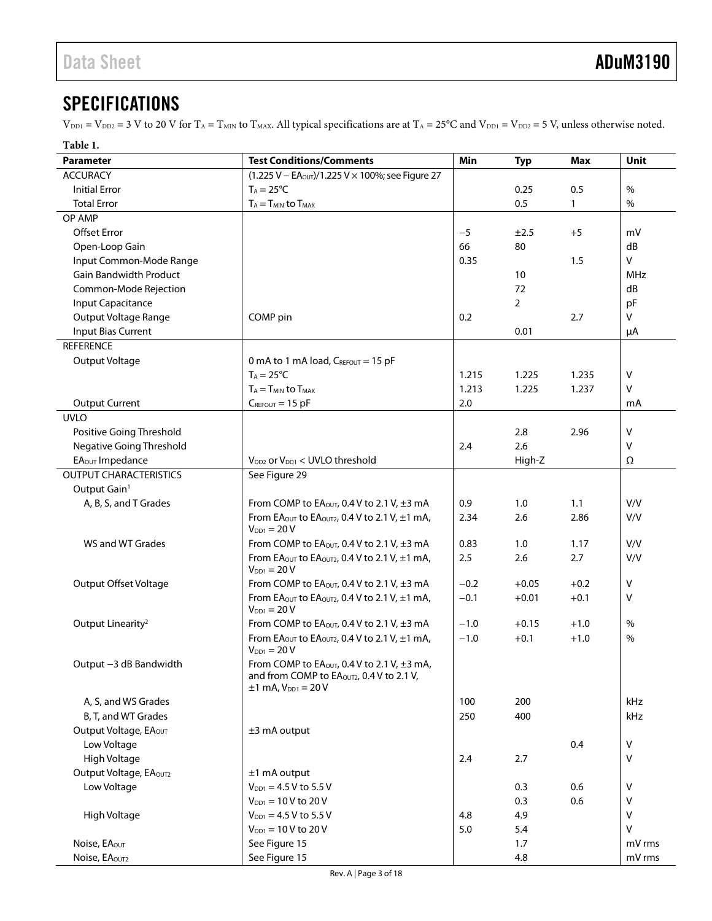# SPECIFICATIONS

$V_{DD1} = V_{DD2} = 3$ V to 20 V for $T_A = T_{MIN}$ to $T_{MAX}$. All typical specifications are at $T_A = 25°C$ and $V_{DD1} = V_{DD2} = 5$ V, unless otherwise noted.

**Table 1.**

| Parameter | Test Conditions/Comments | Min | Typ | Max | Unit |
|---|---|---|---|---|---|
| ACCURACY | $(1.225\text{ V} - EA_{OUT})/1.225\text{ V} \times 100\%$; see Figure 27 | | | | |
| Initial Error | $T_A = 25°C$ | | 0.25 | 0.5 | % |
| Total Error | $T_A = T_{MIN}$ to $T_{MAX}$ | | 0.5 | 1 | % |
| OP AMP | | | | | |
| Offset Error | | −5 | ±2.5 | +5 | mV |
| Open-Loop Gain | | 66 | 80 | | dB |
| Input Common-Mode Range | | 0.35 | | 1.5 | V |
| Gain Bandwidth Product | | | 10 | | MHz |
| Common-Mode Rejection | | | 72 | | dB |
| Input Capacitance | | | 2 | | pF |
| Output Voltage Range | COMP pin | 0.2 | | 2.7 | V |
| Input Bias Current | | | 0.01 | | μA |
| REFERENCE | | | | | |
| Output Voltage | 0 mA to 1 mA load, $C_{REFOUT} = 15$ pF | | | | |
| | $T_A = 25°C$ | 1.215 | 1.225 | 1.235 | V |
| | $T_A = T_{MIN}$ to $T_{MAX}$ | 1.213 | 1.225 | 1.237 | V |
| Output Current | $C_{REFOUT} = 15$ pF | 2.0 | | | mA |
| UVLO | | | | | |
| Positive Going Threshold | | | 2.8 | 2.96 | V |
| Negative Going Threshold | | 2.4 | 2.6 | | V |
| $EA_{OUT}$ Impedance | $V_{DD2}$ or $V_{DD1}$ < UVLO threshold | | High-Z | | Ω |
| OUTPUT CHARACTERISTICS | See Figure 29 | | | | |
| Output Gain[1] | | | | | |
| A, B, S, and T Grades | From COMP to $EA_{OUT}$, 0.4 V to 2.1 V, ±3 mA | 0.9 | 1.0 | 1.1 | V/V |
| | From $EA_{OUT}$ to $EA_{OUT2}$, 0.4 V to 2.1 V, ±1 mA, $V_{DD1} = 20$ V | 2.34 | 2.6 | 2.86 | V/V |
| WS and WT Grades | From COMP to $EA_{OUT}$, 0.4 V to 2.1 V, ±3 mA | 0.83 | 1.0 | 1.17 | V/V |
| | From $EA_{OUT}$ to $EA_{OUT2}$, 0.4 V to 2.1 V, ±1 mA, $V_{DD1} = 20$ V | 2.5 | 2.6 | 2.7 | V/V |
| Output Offset Voltage | From COMP to $EA_{OUT}$, 0.4 V to 2.1 V, ±3 mA | −0.2 | +0.05 | +0.2 | V |
| | From $EA_{OUT}$ to $EA_{OUT2}$, 0.4 V to 2.1 V, ±1 mA, $V_{DD1} = 20$ V | −0.1 | +0.01 | +0.1 | V |
| Output Linearity[2] | From COMP to $EA_{OUT}$, 0.4 V to 2.1 V, ±3 mA | −1.0 | +0.15 | +1.0 | % |
| | From $EA_{OUT}$ to $EA_{OUT2}$, 0.4 V to 2.1 V, ±1 mA, $V_{DD1} = 20$ V | −1.0 | +0.1 | +1.0 | % |
| Output −3 dB Bandwidth | From COMP to $EA_{OUT}$, 0.4 V to 2.1 V, ±3 mA, and from COMP to $EA_{OUT2}$, 0.4 V to 2.1 V, ±1 mA, $V_{DD1} = 20$ V | | | | |
| A, S, and WS Grades | | 100 | 200 | | kHz |
| B, T, and WT Grades | | 250 | 400 | | kHz |
| Output Voltage, $EA_{OUT}$ | ±3 mA output | | | | |
| Low Voltage | | | | 0.4 | V |
| High Voltage | | 2.4 | 2.7 | | V |
| Output Voltage, $EA_{OUT2}$ | ±1 mA output | | | | |
| Low Voltage | $V_{DD1} = 4.5$ V to 5.5 V | | 0.3 | 0.6 | V |
| | $V_{DD1} = 10$ V to 20 V | | 0.3 | 0.6 | V |
| High Voltage | $V_{DD1} = 4.5$ V to 5.5 V | 4.8 | 4.9 | | V |
| | $V_{DD1} = 10$ V to 20 V | 5.0 | 5.4 | | V |
| Noise, $EA_{OUT}$ | See Figure 15 | | 1.7 | | mV rms |
| Noise, $EA_{OUT2}$ | See Figure 15 | | 4.8 | | mV rms |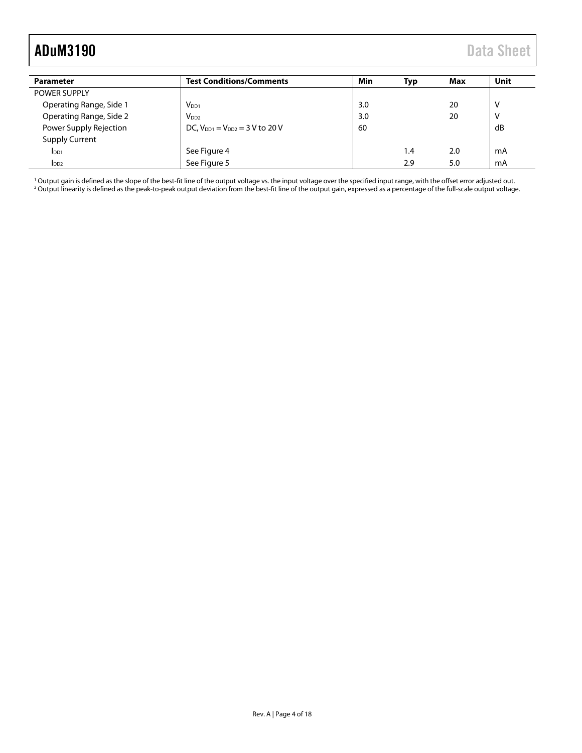| Parameter | Test Conditions/Comments | Min | Typ | Max | Unit |
| --- | --- | --- | --- | --- | --- |
| POWER SUPPLY | | | | | |
| Operating Range, Side 1 | $V_{DD1}$ | 3.0 | | 20 | V |
| Operating Range, Side 2 | $V_{DD2}$ | 3.0 | | 20 | V |
| Power Supply Rejection | DC, $V_{DD1} = V_{DD2} = 3$ V to 20 V | 60 | | | dB |
| Supply Current | | | | | |
| $I_{DD1}$ | See Figure 4 | | 1.4 | 2.0 | mA |
| $I_{DD2}$ | See Figure 5 | | 2.9 | 5.0 | mA |

[1] Output gain is defined as the slope of the best-fit line of the output voltage vs. the input voltage over the specified input range, with the offset error adjusted out.
[2] Output linearity is defined as the peak-to-peak output deviation from the best-fit line of the output gain, expressed as a percentage of the full-scale output voltage.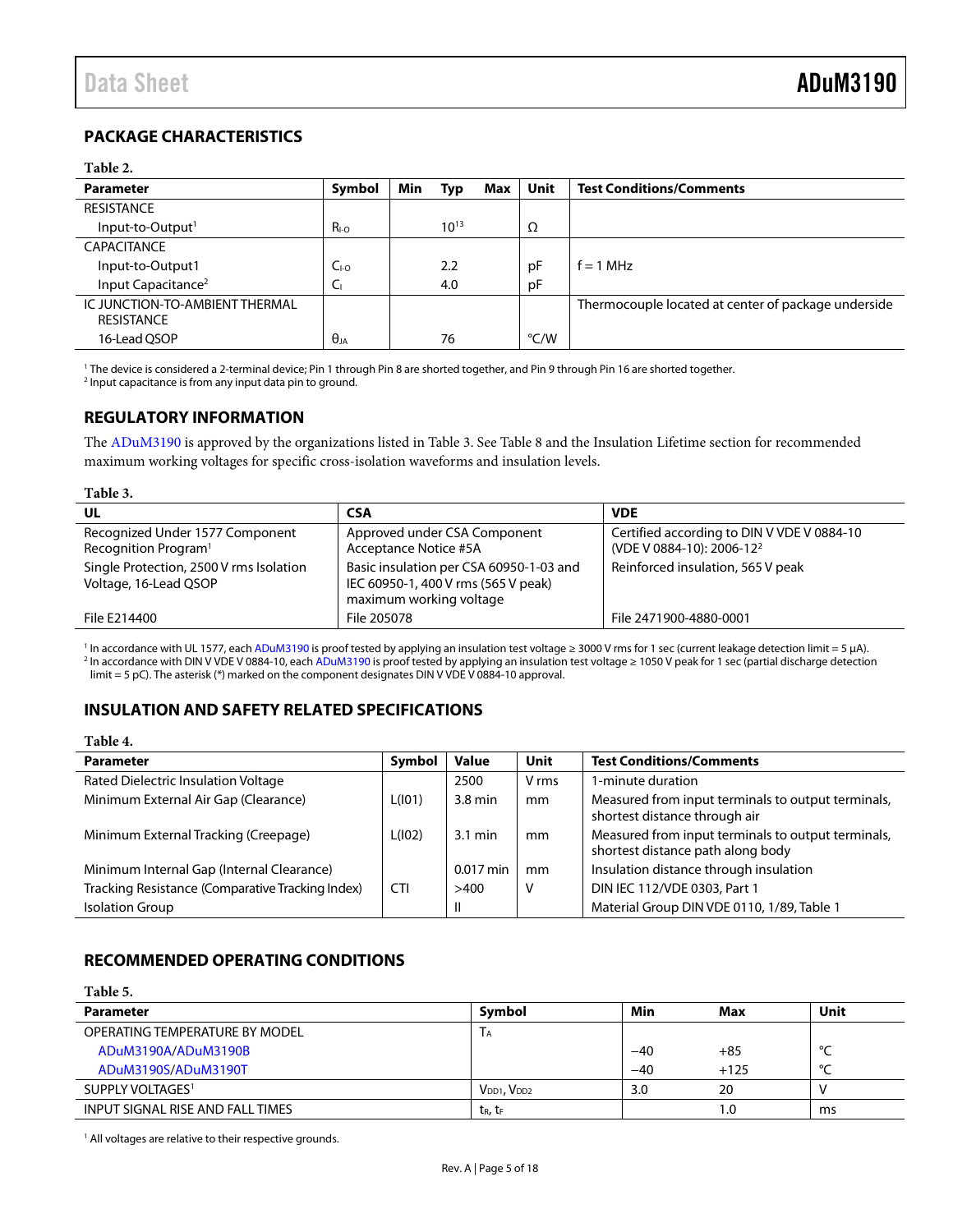## PACKAGE CHARACTERISTICS

**Table 2.**

| Parameter | Symbol | Min | Typ | Max | Unit | Test Conditions/Comments |
|---|---|---|---|---|---|---|
| RESISTANCE | | | | | | |
| Input-to-Output[1] | $R_{I-O}$ | | $10^{13}$ | | Ω | |
| CAPACITANCE | | | | | | |
| Input-to-Output1 | $C_{I-O}$ | | 2.2 | | pF | f = 1 MHz |
| Input Capacitance[2] | $C_I$ | | 4.0 | | pF | |
| IC JUNCTION-TO-AMBIENT THERMAL RESISTANCE | | | | | | Thermocouple located at center of package underside |
| 16-Lead QSOP | $θ_{JA}$ | | 76 | | °C/W | |

[1] The device is considered a 2-terminal device; Pin 1 through Pin 8 are shorted together, and Pin 9 through Pin 16 are shorted together.
[2] Input capacitance is from any input data pin to ground.

## REGULATORY INFORMATION

The ADuM3190 is approved by the organizations listed in Table 3. See Table 8 and the Insulation Lifetime section for recommended maximum working voltages for specific cross-isolation waveforms and insulation levels.

**Table 3.**

| UL | CSA | VDE |
|---|---|---|
| Recognized Under 1577 Component Recognition Program[1] | Approved under CSA Component Acceptance Notice #5A | Certified according to DIN V VDE V 0884-10 (VDE V 0884-10): 2006-12[2] |
| Single Protection, 2500 V rms Isolation Voltage, 16-Lead QSOP | Basic insulation per CSA 60950-1-03 and IEC 60950-1, 400 V rms (565 V peak) maximum working voltage | Reinforced insulation, 565 V peak |
| File E214400 | File 205078 | File 2471900-4880-0001 |

[1] In accordance with UL 1577, each ADuM3190 is proof tested by applying an insulation test voltage ≥ 3000 V rms for 1 sec (current leakage detection limit = 5 µA).
[2] In accordance with DIN V VDE V 0884-10, each ADuM3190 is proof tested by applying an insulation test voltage ≥ 1050 V peak for 1 sec (partial discharge detection limit = 5 pC). The asterisk (*) marked on the component designates DIN V VDE V 0884-10 approval.

## INSULATION AND SAFETY RELATED SPECIFICATIONS

**Table 4.**

| Parameter | Symbol | Value | Unit | Test Conditions/Comments |
|---|---|---|---|---|
| Rated Dielectric Insulation Voltage | | 2500 | V rms | 1-minute duration |
| Minimum External Air Gap (Clearance) | L(I01) | 3.8 min | mm | Measured from input terminals to output terminals, shortest distance through air |
| Minimum External Tracking (Creepage) | L(I02) | 3.1 min | mm | Measured from input terminals to output terminals, shortest distance path along body |
| Minimum Internal Gap (Internal Clearance) | | 0.017 min | mm | Insulation distance through insulation |
| Tracking Resistance (Comparative Tracking Index) | CTI | >400 | V | DIN IEC 112/VDE 0303, Part 1 |
| Isolation Group | | II | | Material Group DIN VDE 0110, 1/89, Table 1 |

## RECOMMENDED OPERATING CONDITIONS

**Table 5.**

| Parameter | Symbol | Min | Max | Unit |
|---|---|---|---|---|
| OPERATING TEMPERATURE BY MODEL | $T_A$ | | | |
| ADuM3190A/ADuM3190B | | −40 | +85 | °C |
| ADuM3190S/ADuM3190T | | −40 | +125 | °C |
| SUPPLY VOLTAGES[1] | $V_{DD1}$, $V_{DD2}$ | 3.0 | 20 | V |
| INPUT SIGNAL RISE AND FALL TIMES | $t_R$, $t_F$ | | 1.0 | ms |

[1] All voltages are relative to their respective grounds.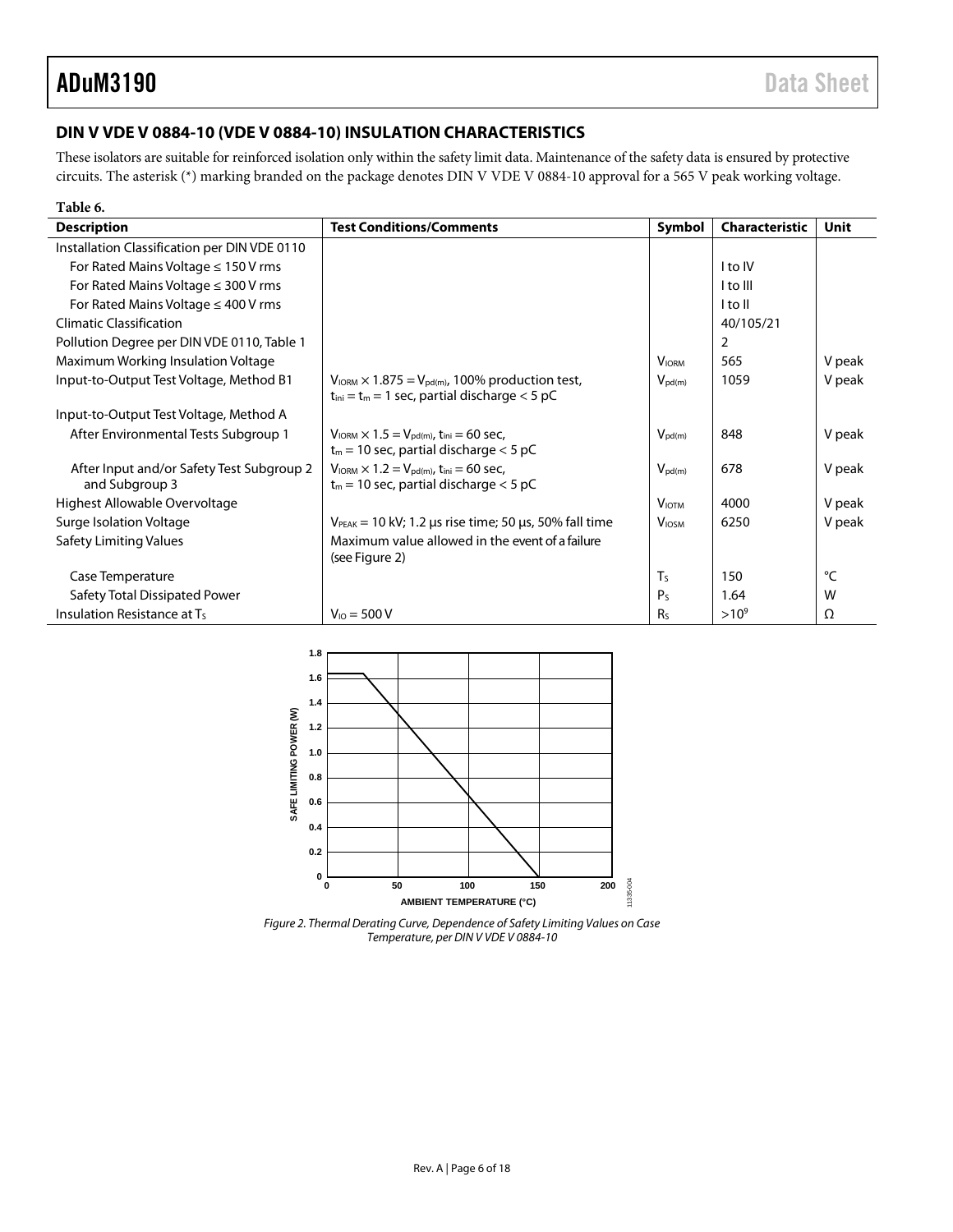## DIN V VDE V 0884-10 (VDE V 0884-10) INSULATION CHARACTERISTICS

These isolators are suitable for reinforced isolation only within the safety limit data. Maintenance of the safety data is ensured by protective circuits. The asterisk (*) marking branded on the package denotes DIN V VDE V 0884-10 approval for a 565 V peak working voltage.

**Table 6.**

| Description | Test Conditions/Comments | Symbol | Characteristic | Unit |
|---|---|---|---|---|
| Installation Classification per DIN VDE 0110 | | | | |
| For Rated Mains Voltage ≤ 150 V rms | | | I to IV | |
| For Rated Mains Voltage ≤ 300 V rms | | | I to III | |
| For Rated Mains Voltage ≤ 400 V rms | | | I to II | |
| Climatic Classification | | | 40/105/21 | |
| Pollution Degree per DIN VDE 0110, Table 1 | | | 2 | |
| Maximum Working Insulation Voltage | | $V_{IORM}$ | 565 | V peak |
| Input-to-Output Test Voltage, Method B1 | $V_{IORM} \times 1.875 = V_{pd(m)}$, 100% production test, $t_{ini} = t_m = 1$ sec, partial discharge < 5 pC | $V_{pd(m)}$ | 1059 | V peak |
| Input-to-Output Test Voltage, Method A | | | | |
| After Environmental Tests Subgroup 1 | $V_{IORM} \times 1.5 = V_{pd(m)}$, $t_{ini} = 60$ sec, $t_m = 10$ sec, partial discharge < 5 pC | $V_{pd(m)}$ | 848 | V peak |
| After Input and/or Safety Test Subgroup 2 and Subgroup 3 | $V_{IORM} \times 1.2 = V_{pd(m)}$, $t_{ini} = 60$ sec, $t_m = 10$ sec, partial discharge < 5 pC | $V_{pd(m)}$ | 678 | V peak |
| Highest Allowable Overvoltage | | $V_{IOTM}$ | 4000 | V peak |
| Surge Isolation Voltage | $V_{PEAK} = 10$ kV; 1.2 µs rise time; 50 µs, 50% fall time | $V_{IOSM}$ | 6250 | V peak |
| Safety Limiting Values | Maximum value allowed in the event of a failure (see Figure 2) | | | |
| Case Temperature | | $T_S$ | 150 | °C |
| Safety Total Dissipated Power | | $P_S$ | 1.64 | W |
| Insulation Resistance at $T_S$ | $V_{IO} = 500$ V | $R_S$ | $>10^9$ | Ω |

*Figure 2. Thermal Derating Curve, Dependence of Safety Limiting Values on Case Temperature, per DIN V VDE V 0884-10*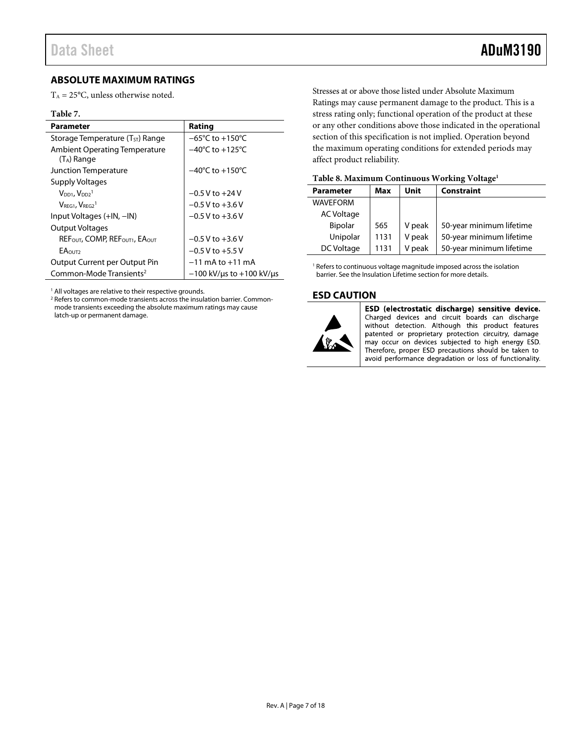## ABSOLUTE MAXIMUM RATINGS

$T_A$ = 25°C, unless otherwise noted.

**Table 7.**

| Parameter | Rating |
|---|---|
| Storage Temperature ($T_{ST}$) Range | −65°C to +150°C |
| Ambient Operating Temperature ($T_A$) Range | −40°C to +125°C |
| Junction Temperature | −40°C to +150°C |
| Supply Voltages | |
| $V_{DD1}$, $V_{DD2}$[1] | −0.5 V to +24 V |
| $V_{REG1}$, $V_{REG2}$[1] | −0.5 V to +3.6 V |
| Input Voltages (+IN, −IN) | −0.5 V to +3.6 V |
| Output Voltages | |
| $REF_{OUT}$, COMP, $REF_{OUT1}$, $EA_{OUT}$ | −0.5 V to +3.6 V |
| $EA_{OUT2}$ | −0.5 V to +5.5 V |
| Output Current per Output Pin | −11 mA to +11 mA |
| Common-Mode Transients[2] | −100 kV/μs to +100 kV/μs |

[1] All voltages are relative to their respective grounds.
[2] Refers to common-mode transients across the insulation barrier. Common-mode transients exceeding the absolute maximum ratings may cause latch-up or permanent damage.

Stresses at or above those listed under Absolute Maximum Ratings may cause permanent damage to the product. This is a stress rating only; functional operation of the product at these or any other conditions above those indicated in the operational section of this specification is not implied. Operation beyond the maximum operating conditions for extended periods may affect product reliability.

**Table 8. Maximum Continuous Working Voltage[1]**

| Parameter | Max | Unit | Constraint |
|---|---|---|---|
| WAVEFORM | | | |
| AC Voltage | | | |
| Bipolar | 565 | V peak | 50-year minimum lifetime |
| Unipolar | 1131 | V peak | 50-year minimum lifetime |
| DC Voltage | 1131 | V peak | 50-year minimum lifetime |

[1] Refers to continuous voltage magnitude imposed across the isolation barrier. See the Insulation Lifetime section for more details.

## ESD CAUTION

**ESD (electrostatic discharge) sensitive device.** Charged devices and circuit boards can discharge without detection. Although this product features patented or proprietary protection circuitry, damage may occur on devices subjected to high energy ESD. Therefore, proper ESD precautions should be taken to avoid performance degradation or loss of functionality.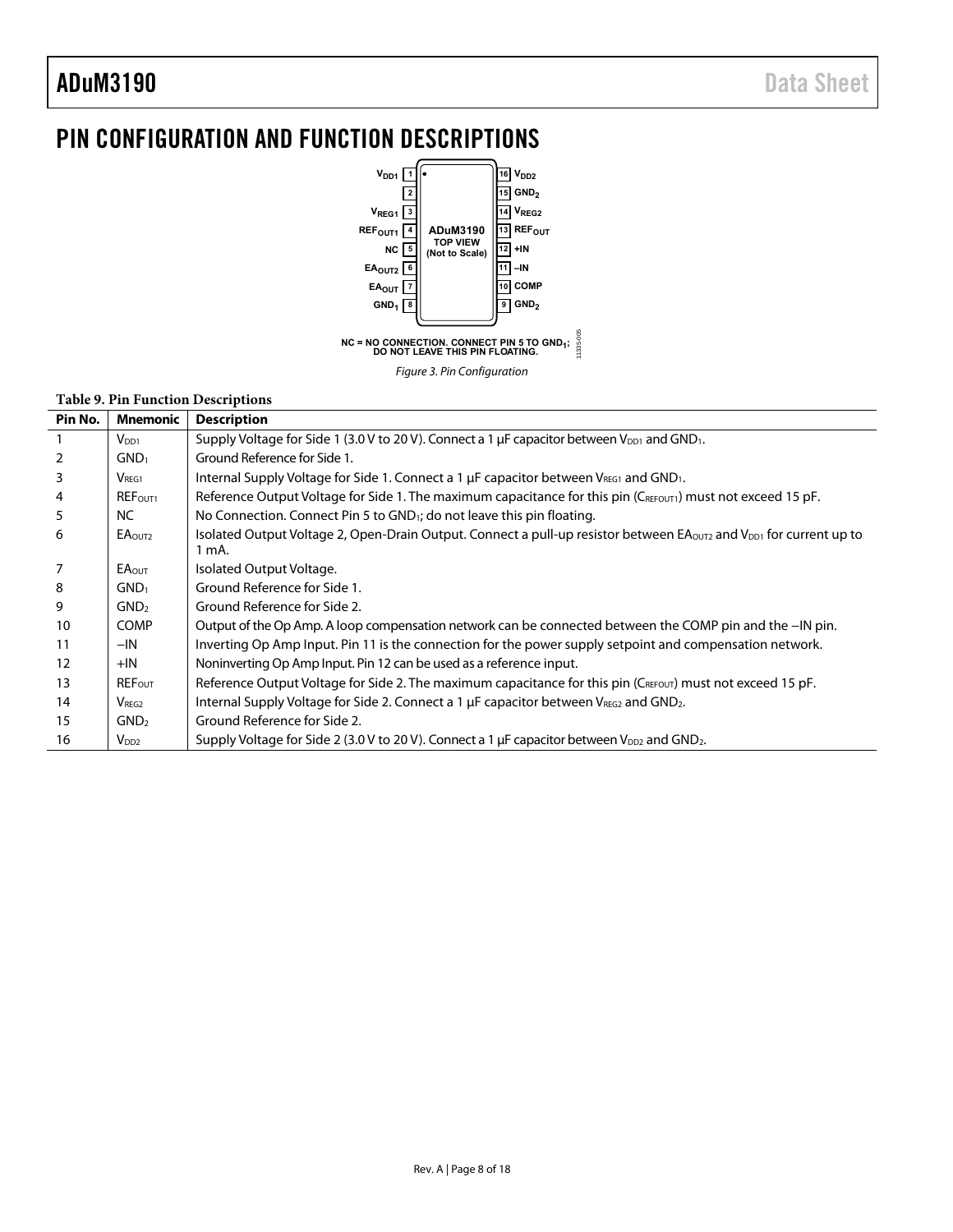# PIN CONFIGURATION AND FUNCTION DESCRIPTIONS

NC = NO CONNECTION. CONNECT PIN 5 TO $GND_1$; DO NOT LEAVE THIS PIN FLOATING.

*Figure 3. Pin Configuration*

**Table 9. Pin Function Descriptions**

| Pin No. | Mnemonic | Description |
|---|---|---|
| 1 | $V_{DD1}$ | Supply Voltage for Side 1 (3.0 V to 20 V). Connect a 1 µF capacitor between $V_{DD1}$ and $GND_1$. |
| 2 | $GND_1$ | Ground Reference for Side 1. |
| 3 | $V_{REG1}$ | Internal Supply Voltage for Side 1. Connect a 1 µF capacitor between $V_{REG1}$ and $GND_1$. |
| 4 | $REF_{OUT1}$ | Reference Output Voltage for Side 1. The maximum capacitance for this pin ($C_{REFOUT1}$) must not exceed 15 pF. |
| 5 | NC | No Connection. Connect Pin 5 to $GND_1$; do not leave this pin floating. |
| 6 | $EA_{OUT2}$ | Isolated Output Voltage 2, Open-Drain Output. Connect a pull-up resistor between $EA_{OUT2}$ and $V_{DD1}$ for current up to 1 mA. |
| 7 | $EA_{OUT}$ | Isolated Output Voltage. |
| 8 | $GND_1$ | Ground Reference for Side 1. |
| 9 | $GND_2$ | Ground Reference for Side 2. |
| 10 | COMP | Output of the Op Amp. A loop compensation network can be connected between the COMP pin and the −IN pin. |
| 11 | −IN | Inverting Op Amp Input. Pin 11 is the connection for the power supply setpoint and compensation network. |
| 12 | +IN | Noninverting Op Amp Input. Pin 12 can be used as a reference input. |
| 13 | $REF_{OUT}$ | Reference Output Voltage for Side 2. The maximum capacitance for this pin ($C_{REFOUT}$) must not exceed 15 pF. |
| 14 | $V_{REG2}$ | Internal Supply Voltage for Side 2. Connect a 1 µF capacitor between $V_{REG2}$ and $GND_2$. |
| 15 | $GND_2$ | Ground Reference for Side 2. |
| 16 | $V_{DD2}$ | Supply Voltage for Side 2 (3.0 V to 20 V). Connect a 1 µF capacitor between $V_{DD2}$ and $GND_2$. |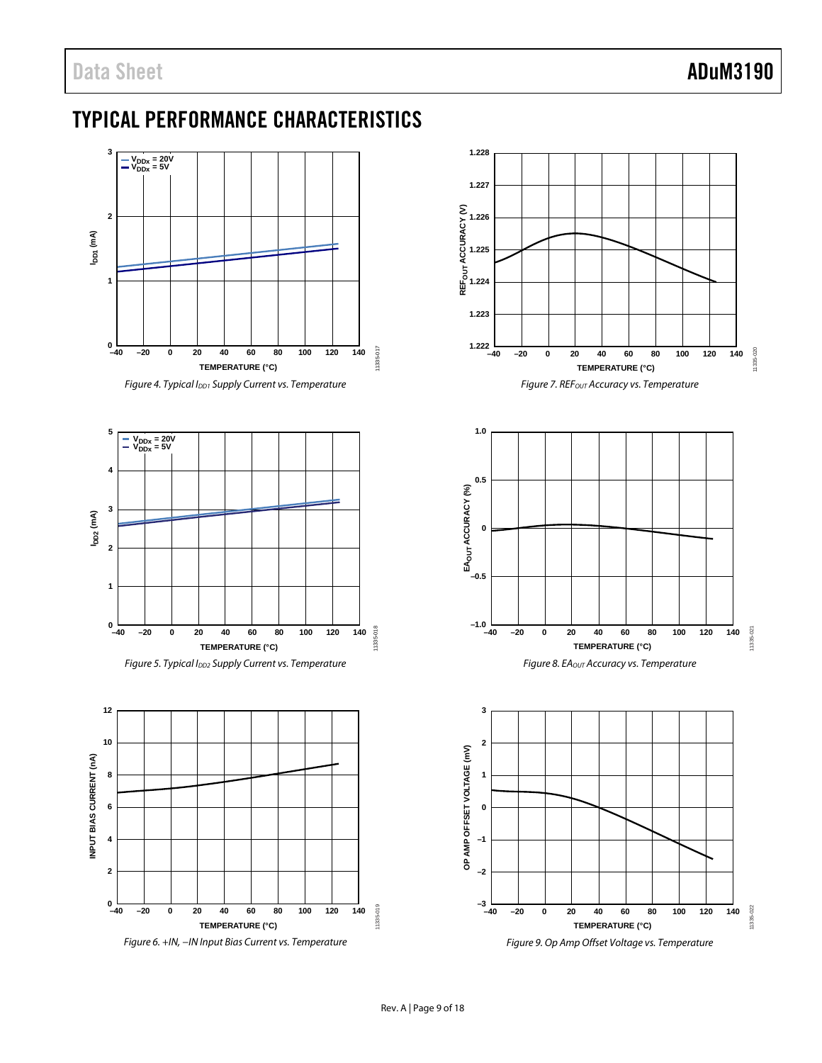## TYPICAL PERFORMANCE CHARACTERISTICS

Figure 4. Typical $I_{DD1}$ Supply Current vs. Temperature

Figure 5. Typical $I_{DD2}$ Supply Current vs. Temperature

Figure 6. +IN, −IN Input Bias Current vs. Temperature

Figure 7. $REF_{OUT}$ Accuracy vs. Temperature

Figure 8. $EA_{OUT}$ Accuracy vs. Temperature

Figure 9. Op Amp Offset Voltage vs. Temperature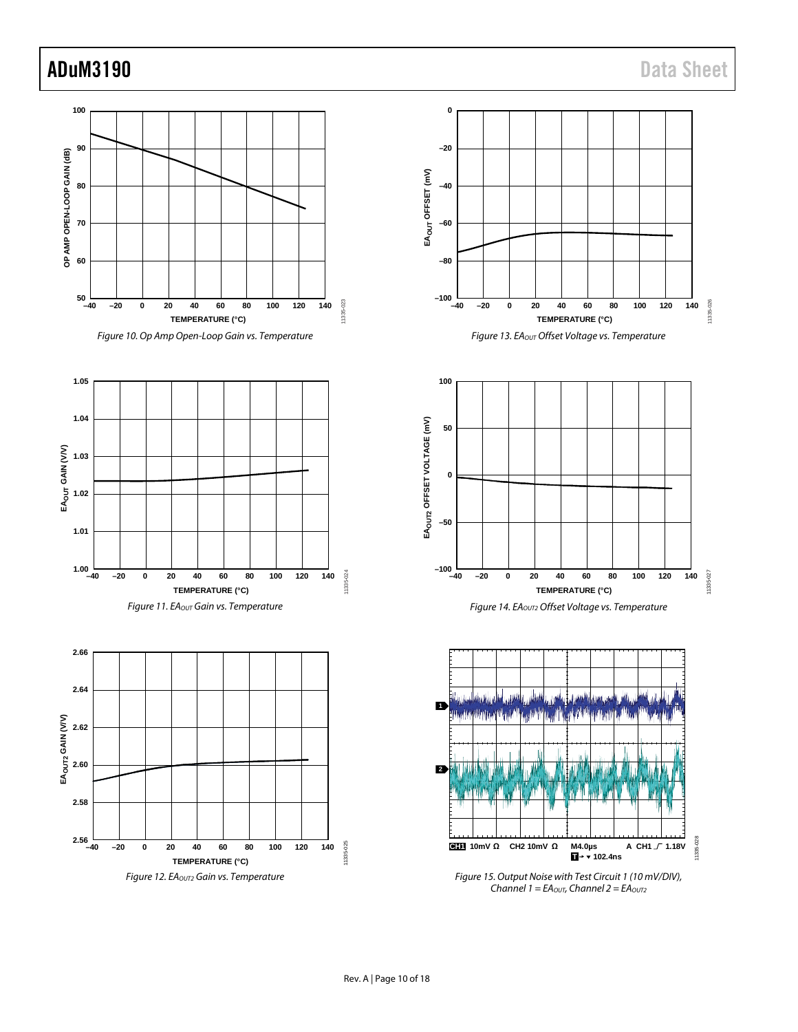Figure 10. Op Amp Open-Loop Gain vs. Temperature

Figure 11. $EA_{OUT}$ Gain vs. Temperature

Figure 12. $EA_{OUT2}$ Gain vs. Temperature

Figure 13. $EA_{OUT}$ Offset Voltage vs. Temperature

Figure 14. $EA_{OUT2}$ Offset Voltage vs. Temperature

Figure 15. Output Noise with Test Circuit 1 (10 mV/DIV), Channel 1 = $EA_{OUT}$, Channel 2 = $EA_{OUT2}$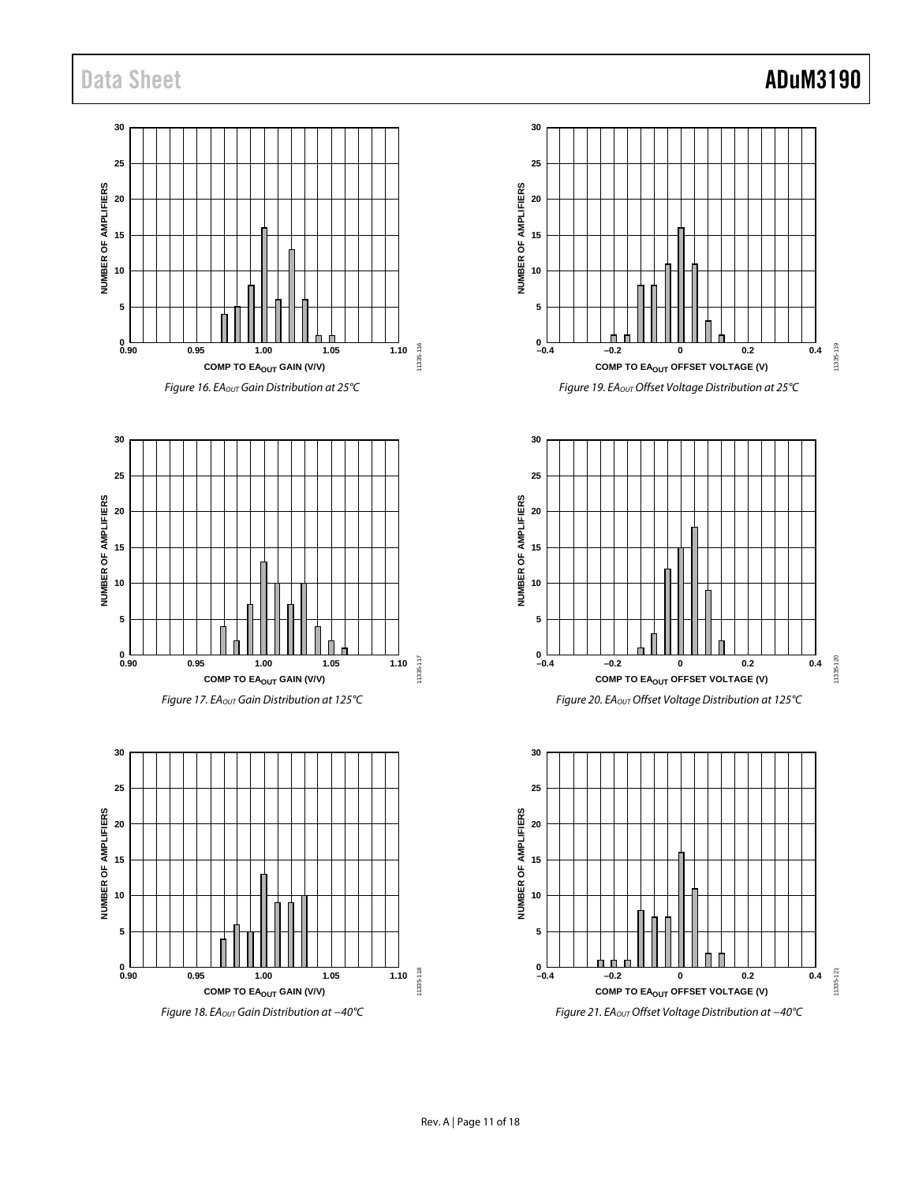Figure 16. $EA_{OUT}$ Gain Distribution at 25°C

Figure 17. $EA_{OUT}$ Gain Distribution at 125°C

Figure 18. $EA_{OUT}$ Gain Distribution at −40°C

Figure 19. $EA_{OUT}$ Offset Voltage Distribution at 25°C

Figure 20. $EA_{OUT}$ Offset Voltage Distribution at 125°C

Figure 21. $EA_{OUT}$ Offset Voltage Distribution at −40°C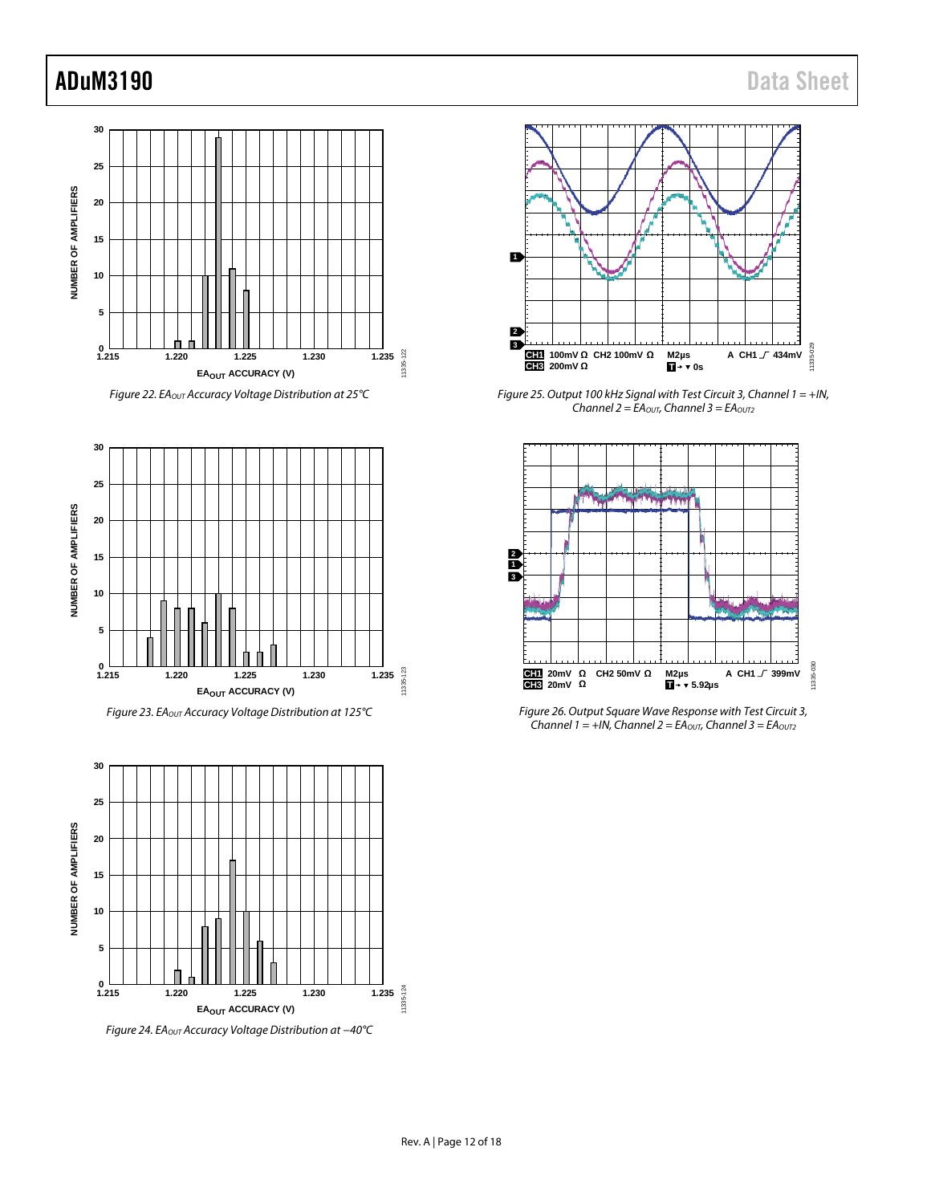Figure 22. $EA_{OUT}$ Accuracy Voltage Distribution at 25°C

Figure 23. $EA_{OUT}$ Accuracy Voltage Distribution at 125°C

Figure 24. $EA_{OUT}$ Accuracy Voltage Distribution at −40°C

Figure 25. Output 100 kHz Signal with Test Circuit 3, Channel 1 = +IN, Channel 2 = $EA_{OUT}$, Channel 3 = $EA_{OUT2}$

Figure 26. Output Square Wave Response with Test Circuit 3, Channel 1 = +IN, Channel 2 = $EA_{OUT}$, Channel 3 = $EA_{OUT2}$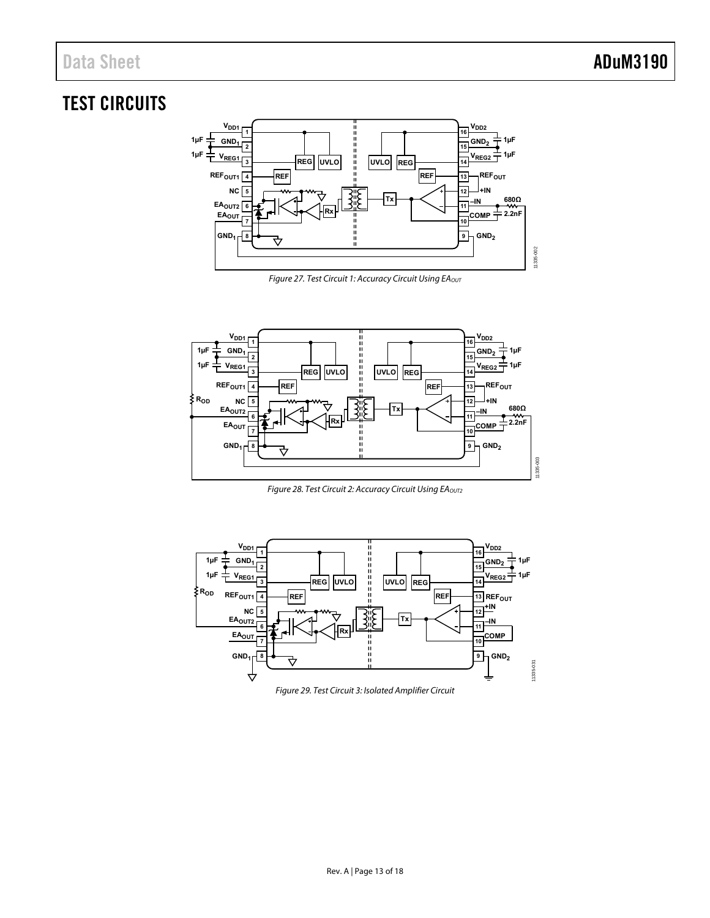## TEST CIRCUITS

Figure 27. Test Circuit 1: Accuracy Circuit Using $EA_{OUT}$

Figure 28. Test Circuit 2: Accuracy Circuit Using $EA_{OUT2}$

Figure 29. Test Circuit 3: Isolated Amplifier Circuit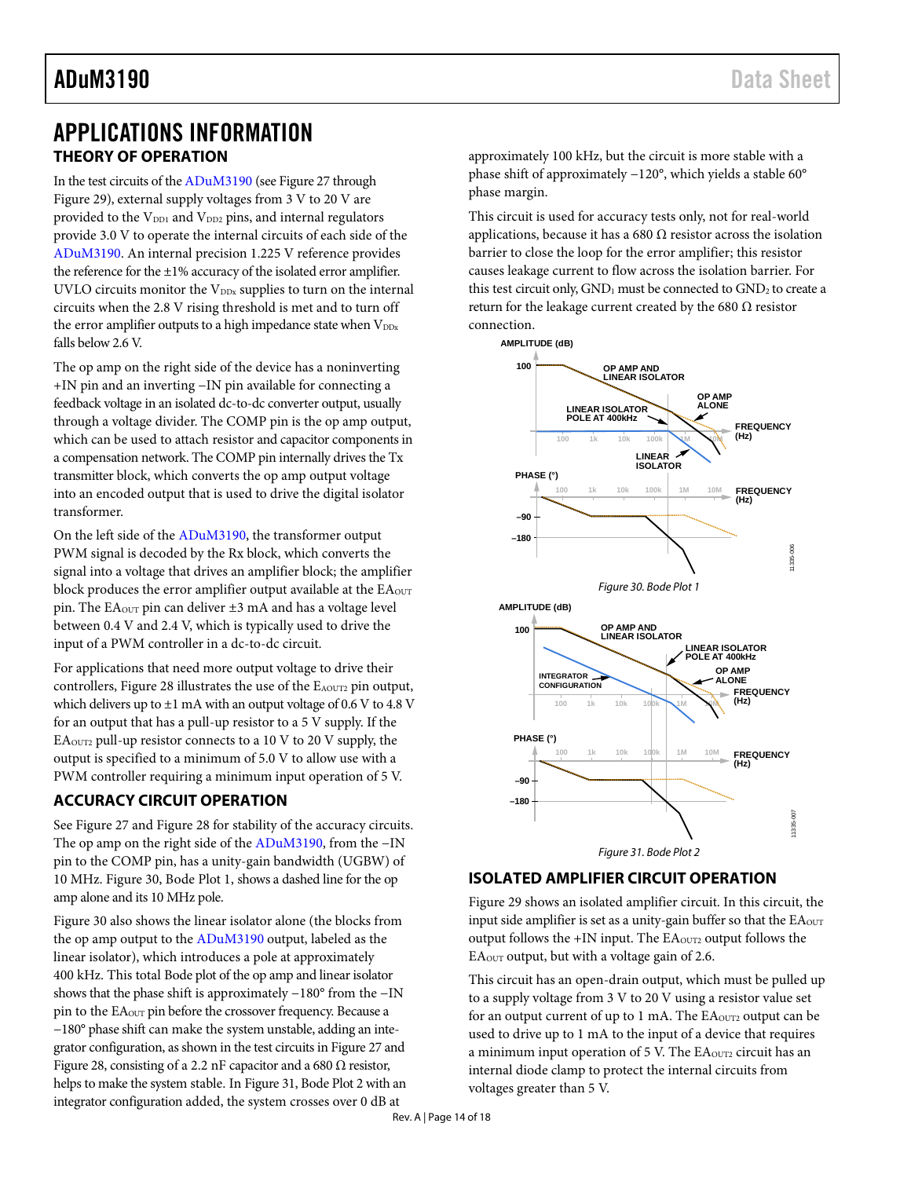# APPLICATIONS INFORMATION

## THEORY OF OPERATION

In the test circuits of the ADuM3190 (see Figure 27 through Figure 29), external supply voltages from 3 V to 20 V are provided to the $V_{DD1}$ and $V_{DD2}$ pins, and internal regulators provide 3.0 V to operate the internal circuits of each side of the ADuM3190. An internal precision 1.225 V reference provides the reference for the ±1% accuracy of the isolated error amplifier. UVLO circuits monitor the $V_{DDx}$ supplies to turn on the internal circuits when the 2.8 V rising threshold is met and to turn off the error amplifier outputs to a high impedance state when $V_{DDx}$ falls below 2.6 V.

The op amp on the right side of the device has a noninverting +IN pin and an inverting −IN pin available for connecting a feedback voltage in an isolated dc-to-dc converter output, usually through a voltage divider. The COMP pin is the op amp output, which can be used to attach resistor and capacitor components in a compensation network. The COMP pin internally drives the Tx transmitter block, which converts the op amp output voltage into an encoded output that is used to drive the digital isolator transformer.

On the left side of the ADuM3190, the transformer output PWM signal is decoded by the Rx block, which converts the signal into a voltage that drives an amplifier block; the amplifier block produces the error amplifier output available at the $EA_{OUT}$ pin. The $EA_{OUT}$ pin can deliver ±3 mA and has a voltage level between 0.4 V and 2.4 V, which is typically used to drive the input of a PWM controller in a dc-to-dc circuit.

For applications that need more output voltage to drive their controllers, Figure 28 illustrates the use of the $EA_{OUT2}$ pin output, which delivers up to ±1 mA with an output voltage of 0.6 V to 4.8 V for an output that has a pull-up resistor to a 5 V supply. If the $EA_{OUT2}$ pull-up resistor connects to a 10 V to 20 V supply, the output is specified to a minimum of 5.0 V to allow use with a PWM controller requiring a minimum input operation of 5 V.

## ACCURACY CIRCUIT OPERATION

See Figure 27 and Figure 28 for stability of the accuracy circuits. The op amp on the right side of the ADuM3190, from the −IN pin to the COMP pin, has a unity-gain bandwidth (UGBW) of 10 MHz. Figure 30, Bode Plot 1, shows a dashed line for the op amp alone and its 10 MHz pole.

Figure 30 also shows the linear isolator alone (the blocks from the op amp output to the ADuM3190 output, labeled as the linear isolator), which introduces a pole at approximately 400 kHz. This total Bode plot of the op amp and linear isolator shows that the phase shift is approximately −180° from the −IN pin to the $EA_{OUT}$ pin before the crossover frequency. Because a −180° phase shift can make the system unstable, adding an integrator configuration, as shown in the test circuits in Figure 27 and Figure 28, consisting of a 2.2 nF capacitor and a 680 Ω resistor, helps to make the system stable. In Figure 31, Bode Plot 2 with an integrator configuration added, the system crosses over 0 dB at approximately 100 kHz, but the circuit is more stable with a phase shift of approximately −120°, which yields a stable 60° phase margin.

This circuit is used for accuracy tests only, not for real-world applications, because it has a 680 Ω resistor across the isolation barrier to close the loop for the error amplifier; this resistor causes leakage current to flow across the isolation barrier. For this test circuit only, $GND_1$ must be connected to $GND_2$ to create a return for the leakage current created by the 680 Ω resistor connection.

*Figure 30. Bode Plot 1*

*Figure 31. Bode Plot 2*

## ISOLATED AMPLIFIER CIRCUIT OPERATION

Figure 29 shows an isolated amplifier circuit. In this circuit, the input side amplifier is set as a unity-gain buffer so that the $EA_{OUT}$ output follows the +IN input. The $EA_{OUT2}$ output follows the $EA_{OUT}$ output, but with a voltage gain of 2.6.

This circuit has an open-drain output, which must be pulled up to a supply voltage from 3 V to 20 V using a resistor value set for an output current of up to 1 mA. The $EA_{OUT2}$ output can be used to drive up to 1 mA to the input of a device that requires a minimum input operation of 5 V. The $EA_{OUT2}$ circuit has an internal diode clamp to protect the internal circuits from voltages greater than 5 V.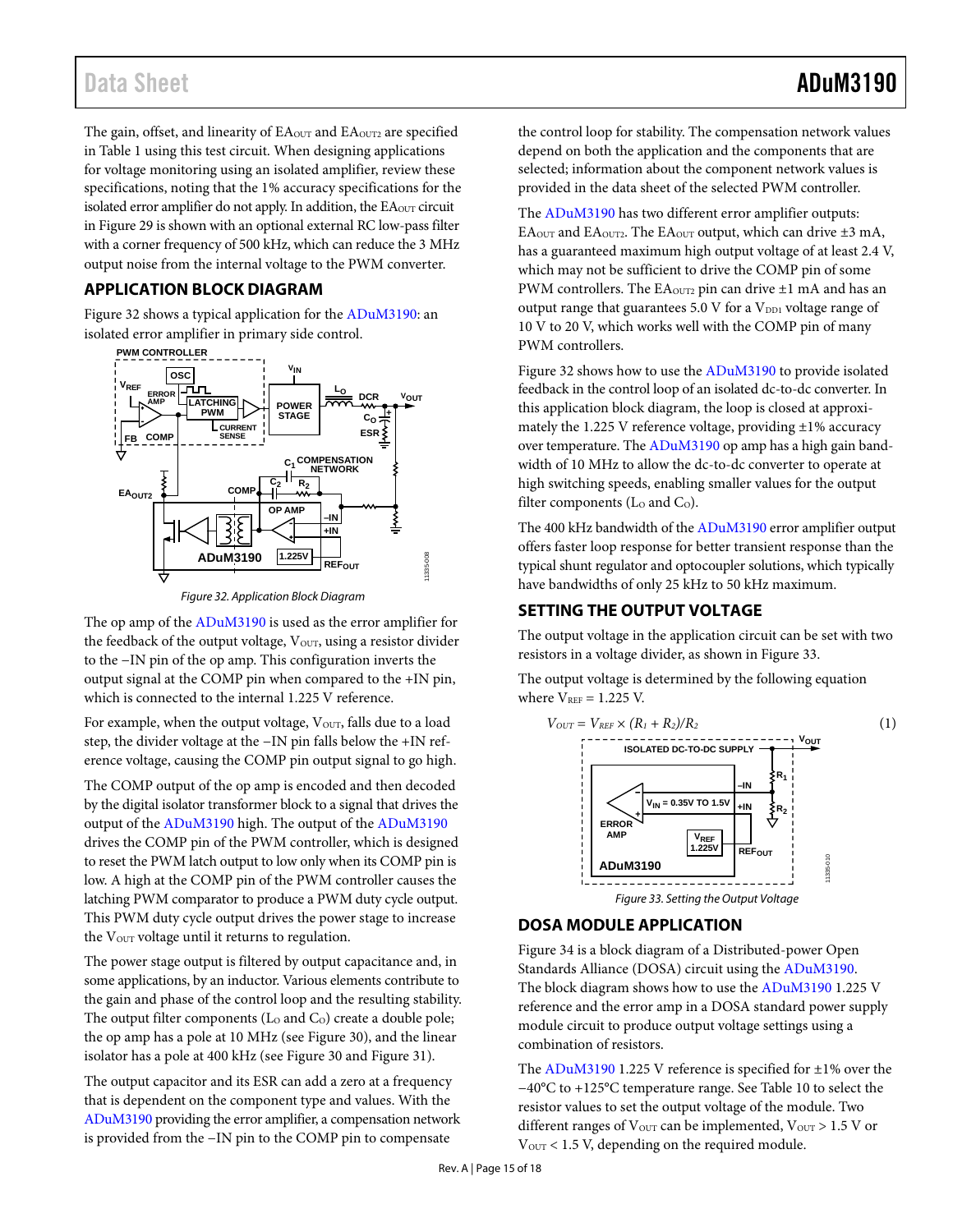The gain, offset, and linearity of $EA_{OUT}$ and $EA_{OUT2}$ are specified in Table 1 using this test circuit. When designing applications for voltage monitoring using an isolated amplifier, review these specifications, noting that the 1% accuracy specifications for the isolated error amplifier do not apply. In addition, the $EA_{OUT}$ circuit in Figure 29 is shown with an optional external RC low-pass filter with a corner frequency of 500 kHz, which can reduce the 3 MHz output noise from the internal voltage to the PWM converter.

## APPLICATION BLOCK DIAGRAM

Figure 32 shows a typical application for the ADuM3190: an isolated error amplifier in primary side control.

Figure 32. Application Block Diagram

The op amp of the ADuM3190 is used as the error amplifier for the feedback of the output voltage, $V_{OUT}$, using a resistor divider to the −IN pin of the op amp. This configuration inverts the output signal at the COMP pin when compared to the +IN pin, which is connected to the internal 1.225 V reference.

For example, when the output voltage, $V_{OUT}$, falls due to a load step, the divider voltage at the −IN pin falls below the −IN reference voltage, causing the COMP pin output signal to go high.

The COMP output of the op amp is encoded and then decoded by the digital isolator transformer block to a signal that drives the output of the ADuM3190 high. The output of the ADuM3190 drives the COMP pin of the PWM controller, which is designed to reset the PWM latch output to low only when its COMP pin is low. A high at the COMP pin of the PWM controller causes the latching PWM comparator to produce a PWM duty cycle output. This PWM duty cycle output drives the power stage to increase the $V_{OUT}$ voltage until it returns to regulation.

The power stage output is filtered by output capacitance and, in some applications, by an inductor. Various elements contribute to the gain and phase of the control loop and the resulting stability. The output filter components ($L_O$ and $C_O$) create a double pole; the op amp has a pole at 10 MHz (see Figure 30), and the linear isolator has a pole at 400 kHz (see Figure 30 and Figure 31).

The output capacitor and its ESR can add a zero at a frequency that is dependent on the component type and values. With the ADuM3190 providing the error amplifier, a compensation network is provided from the −IN pin to the COMP pin to compensate the control loop for stability. The compensation network values depend on both the application and the components that are selected; information about the component network values is provided in the data sheet of the selected PWM controller.

The ADuM3190 has two different error amplifier outputs: $EA_{OUT}$ and $EA_{OUT2}$. The $EA_{OUT}$ output, which can drive ±3 mA, has a guaranteed maximum high output voltage of at least 2.4 V, which may not be sufficient to drive the COMP pin of some PWM controllers. The $EA_{OUT2}$ pin can drive ±1 mA and has an output range that guarantees 5.0 V for a $V_{DD1}$ voltage range of 10 V to 20 V, which works well with the COMP pin of many PWM controllers.

Figure 32 shows how to use the ADuM3190 to provide isolated feedback in the control loop of an isolated dc-to-dc converter. In this application block diagram, the loop is closed at approximately the 1.225 V reference voltage, providing ±1% accuracy over temperature. The ADuM3190 op amp has a high gain bandwidth of 10 MHz to allow the dc-to-dc converter to operate at high switching speeds, enabling smaller values for the output filter components ($L_O$ and $C_O$).

The 400 kHz bandwidth of the ADuM3190 error amplifier output offers faster loop response for better transient response than the typical shunt regulator and optocoupler solutions, which typically have bandwidths of only 25 kHz to 50 kHz maximum.

## SETTING THE OUTPUT VOLTAGE

The output voltage in the application circuit can be set with two resistors in a voltage divider, as shown in Figure 33.

The output voltage is determined by the following equation where $V_{REF}$ = 1.225 V.

$$V_{OUT} = V_{REF} \times (R_1 + R_2)/R_2 \quad (1)$$

Figure 33. Setting the Output Voltage

## DOSA MODULE APPLICATION

Figure 34 is a block diagram of a Distributed-power Open Standards Alliance (DOSA) circuit using the ADuM3190. The block diagram shows how to use the ADuM3190 1.225 V reference and the error amp in a DOSA standard power supply module circuit to produce output voltage settings using a combination of resistors.

The ADuM3190 1.225 V reference is specified for ±1% over the −40°C to +125°C temperature range. See Table 10 to select the resistor values to set the output voltage of the module. Two different ranges of $V_{OUT}$ can be implemented, $V_{OUT}$ > 1.5 V or $V_{OUT}$ < 1.5 V, depending on the required module.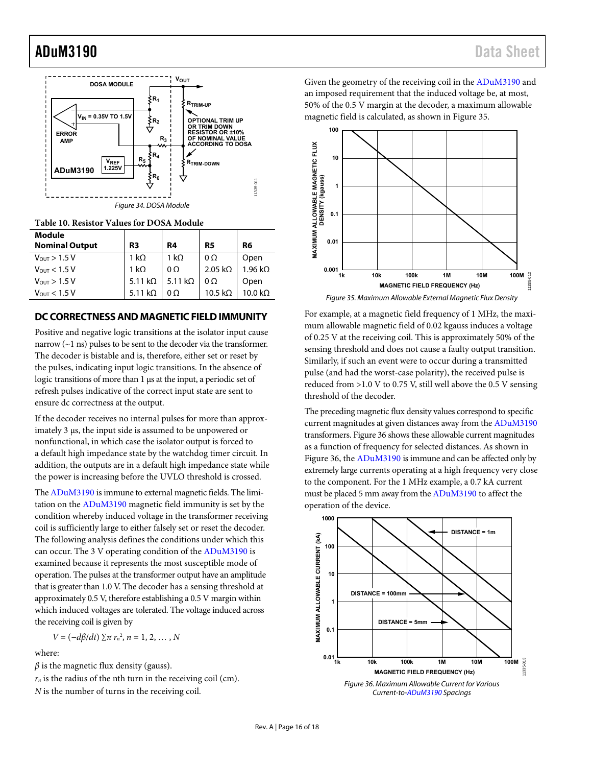Figure 34. DOSA Module

**Table 10. Resistor Values for DOSA Module**

| Module Nominal Output | R3 | R4 | R5 | R6 |
|---|---|---|---|---|
| $V_{OUT}$ > 1.5 V | 1 kΩ | 1 kΩ | 0 Ω | Open |
| $V_{OUT}$ < 1.5 V | 1 kΩ | 0 Ω | 2.05 kΩ | 1.96 kΩ |
| $V_{OUT}$ > 1.5 V | 5.11 kΩ | 5.11 kΩ | 0 Ω | Open |
| $V_{OUT}$ < 1.5 V | 5.11 kΩ | 0 Ω | 10.5 kΩ | 10.0 kΩ |

## DC CORRECTNESS AND MAGNETIC FIELD IMMUNITY

Positive and negative logic transitions at the isolator input cause narrow (~1 ns) pulses to be sent to the decoder via the transformer. The decoder is bistable and is, therefore, either set or reset by the pulses, indicating input logic transitions. In the absence of logic transitions of more than 1 µs at the input, a periodic set of refresh pulses indicative of the correct input state are sent to ensure dc correctness at the output.

If the decoder receives no internal pulses for more than approximately 3 µs, the input side is assumed to be unpowered or nonfunctional, in which case the isolator output is forced to a default high impedance state by the watchdog timer circuit. In addition, the outputs are in a default high impedance state while the power is increasing before the UVLO threshold is crossed.

The ADuM3190 is immune to external magnetic fields. The limitation on the ADuM3190 magnetic field immunity is set by the condition whereby induced voltage in the transformer receiving coil is sufficiently large to either falsely set or reset the decoder. The following analysis defines the conditions under which this can occur. The 3 V operating condition of the ADuM3190 is examined because it represents the most susceptible mode of operation. The pulses at the transformer output have an amplitude that is greater than 1.0 V. The decoder has a sensing threshold at approximately 0.5 V, therefore establishing a 0.5 V margin within which induced voltages are tolerated. The voltage induced across the receiving coil is given by

$$V = (-d\beta/dt) \sum \pi r_n^2, n = 1, 2, \ldots, N$$

where:

$\beta$ is the magnetic flux density (gauss).
$r_n$ is the radius of the nth turn in the receiving coil (cm).
$N$ is the number of turns in the receiving coil.

Given the geometry of the receiving coil in the ADuM3190 and an imposed requirement that the induced voltage be, at most, 50% of the 0.5 V margin at the decoder, a maximum allowable magnetic field is calculated, as shown in Figure 35.

Figure 35. Maximum Allowable External Magnetic Flux Density

For example, at a magnetic field frequency of 1 MHz, the maximum allowable magnetic field of 0.02 kgauss induces a voltage of 0.25 V at the receiving coil. This is approximately 50% of the sensing threshold and does not cause a faulty output transition. Similarly, if such an event were to occur during a transmitted pulse (and had the worst-case polarity), the received pulse is reduced from >1.0 V to 0.75 V, still well above the 0.5 V sensing threshold of the decoder.

The preceding magnetic flux density values correspond to specific current magnitudes at given distances away from the ADuM3190 transformers. Figure 36 shows these allowable current magnitudes as a function of frequency for selected distances. As shown in Figure 36, the ADuM3190 is immune and can be affected only by extremely large currents operating at a high frequency very close to the component. For the 1 MHz example, a 0.7 kA current must be placed 5 mm away from the ADuM3190 to affect the operation of the device.

Figure 36. Maximum Allowable Current for Various Current-to-ADuM3190 Spacings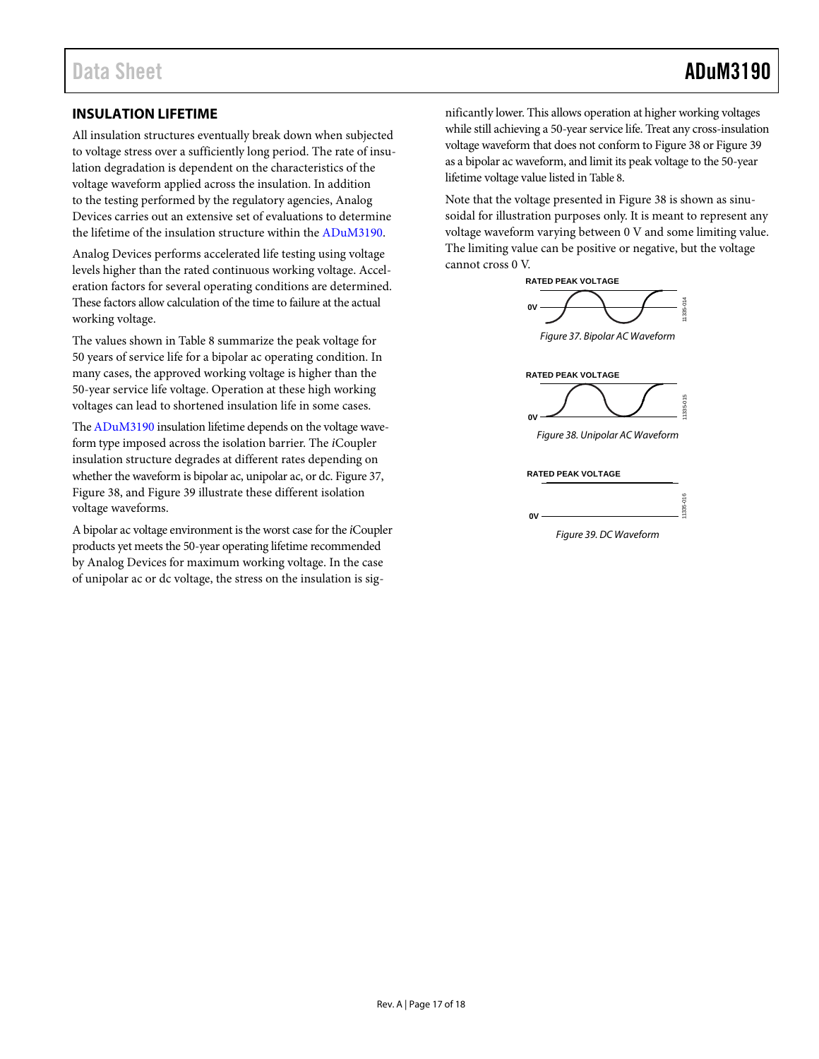## INSULATION LIFETIME

All insulation structures eventually break down when subjected to voltage stress over a sufficiently long period. The rate of insulation degradation is dependent on the characteristics of the voltage waveform applied across the insulation. In addition to the testing performed by the regulatory agencies, Analog Devices carries out an extensive set of evaluations to determine the lifetime of the insulation structure within the ADuM3190.

Analog Devices performs accelerated life testing using voltage levels higher than the rated continuous working voltage. Acceleration factors for several operating conditions are determined. These factors allow calculation of the time to failure at the actual working voltage.

The values shown in Table 8 summarize the peak voltage for 50 years of service life for a bipolar ac operating condition. In many cases, the approved working voltage is higher than the 50-year service life voltage. Operation at these high working voltages can lead to shortened insulation life in some cases.

The ADuM3190 insulation lifetime depends on the voltage waveform type imposed across the isolation barrier. The *i*Coupler insulation structure degrades at different rates depending on whether the waveform is bipolar ac, unipolar ac, or dc. Figure 37, Figure 38, and Figure 39 illustrate these different isolation voltage waveforms.

A bipolar ac voltage environment is the worst case for the *i*Coupler products yet meets the 50-year operating lifetime recommended by Analog Devices for maximum working voltage. In the case of unipolar ac or dc voltage, the stress on the insulation is significantly lower. This allows operation at higher working voltages while still achieving a 50-year service life. Treat any cross-insulation voltage waveform that does not conform to Figure 38 or Figure 39 as a bipolar ac waveform, and limit its peak voltage to the 50-year lifetime voltage value listed in Table 8.

Note that the voltage presented in Figure 38 is shown as sinusoidal for illustration purposes only. It is meant to represent any voltage waveform varying between 0 V and some limiting value. The limiting value can be positive or negative, but the voltage cannot cross 0 V.

*Figure 37. Bipolar AC Waveform*

*Figure 38. Unipolar AC Waveform*

*Figure 39. DC Waveform*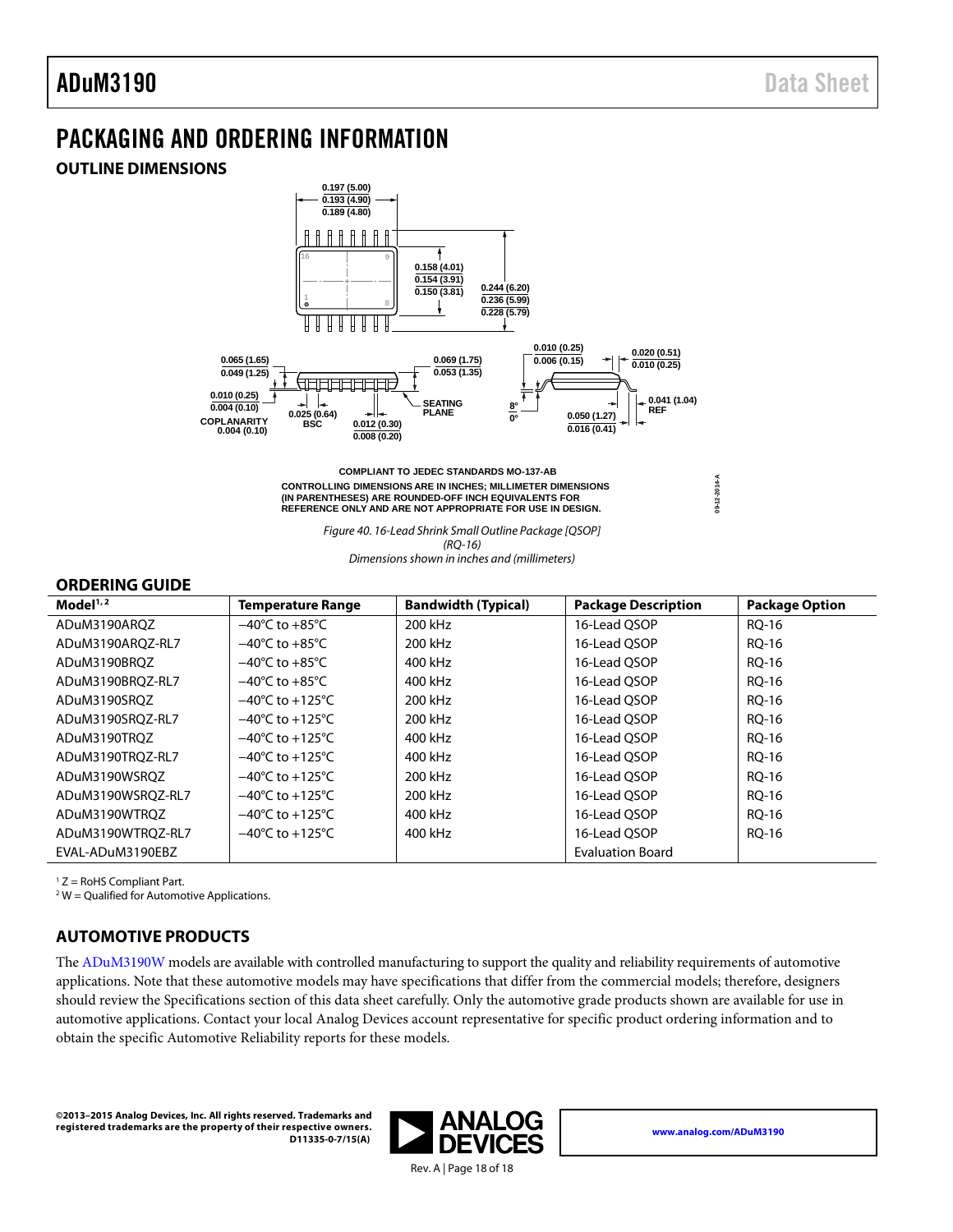# PACKAGING AND ORDERING INFORMATION

## OUTLINE DIMENSIONS

0.197 (5.00)
0.193 (4.90)
0.189 (4.80)

16
9
1
8

0.158 (4.01)
0.154 (3.91)
0.150 (3.81)

0.244 (6.20)
0.236 (5.99)
0.228 (5.79)

0.065 (1.65)
0.049 (1.25)

0.010 (0.25)
0.004 (0.10)

COPLANARITY
0.004 (0.10)

0.025 (0.64)
BSC

0.012 (0.30)
0.008 (0.20)

0.069 (1.75)
0.053 (1.35)

SEATING
PLANE

0.010 (0.25)
0.006 (0.15)

8°
0°

0.020 (0.51)
0.010 (0.25)

0.041 (1.04)
REF

0.050 (1.27)
0.016 (0.41)

COMPLIANT TO JEDEC STANDARDS MO-137-AB

CONTROLLING DIMENSIONS ARE IN INCHES; MILLIMETER DIMENSIONS (IN PARENTHESES) ARE ROUNDED-OFF INCH EQUIVALENTS FOR REFERENCE ONLY AND ARE NOT APPROPRIATE FOR USE IN DESIGN.

09-12-2014-A

*Figure 40. 16-Lead Shrink Small Outline Package [QSOP] (RQ-16)*
*Dimensions shown in inches and (millimeters)*

## ORDERING GUIDE

| Model[1, 2] | Temperature Range | Bandwidth (Typical) | Package Description | Package Option |
|---|---|---|---|---|
| ADuM3190ARQZ | −40°C to +85°C | 200 kHz | 16-Lead QSOP | RQ-16 |
| ADuM3190ARQZ-RL7 | −40°C to +85°C | 200 kHz | 16-Lead QSOP | RQ-16 |
| ADuM3190BRQZ | −40°C to +85°C | 400 kHz | 16-Lead QSOP | RQ-16 |
| ADuM3190BRQZ-RL7 | −40°C to +85°C | 400 kHz | 16-Lead QSOP | RQ-16 |
| ADuM3190SRQZ | −40°C to +125°C | 200 kHz | 16-Lead QSOP | RQ-16 |
| ADuM3190SRQZ-RL7 | −40°C to +125°C | 200 kHz | 16-Lead QSOP | RQ-16 |
| ADuM3190TRQZ | −40°C to +125°C | 400 kHz | 16-Lead QSOP | RQ-16 |
| ADuM3190TRQZ-RL7 | −40°C to +125°C | 400 kHz | 16-Lead QSOP | RQ-16 |
| ADuM3190WSRQZ | −40°C to +125°C | 200 kHz | 16-Lead QSOP | RQ-16 |
| ADuM3190WSRQZ-RL7 | −40°C to +125°C | 200 kHz | 16-Lead QSOP | RQ-16 |
| ADuM3190WTRQZ | −40°C to +125°C | 400 kHz | 16-Lead QSOP | RQ-16 |
| ADuM3190WTRQZ-RL7 | −40°C to +125°C | 400 kHz | 16-Lead QSOP | RQ-16 |
| EVAL-ADuM3190EBZ | | | Evaluation Board | |

[1] Z = RoHS Compliant Part.
[2] W = Qualified for Automotive Applications.

## AUTOMOTIVE PRODUCTS

The ADuM3190W models are available with controlled manufacturing to support the quality and reliability requirements of automotive applications. Note that these automotive models may have specifications that differ from the commercial models; therefore, designers should review the Specifications section of this data sheet carefully. Only the automotive grade products shown are available for use in automotive applications. Contact your local Analog Devices account representative for specific product ordering information and to obtain the specific Automotive Reliability reports for these models.

**©2013–2015 Analog Devices, Inc. All rights reserved. Trademarks and registered trademarks are the property of their respective owners.**
**D11335-0-7/15(A)**

**www.analog.com/ADuM3190**